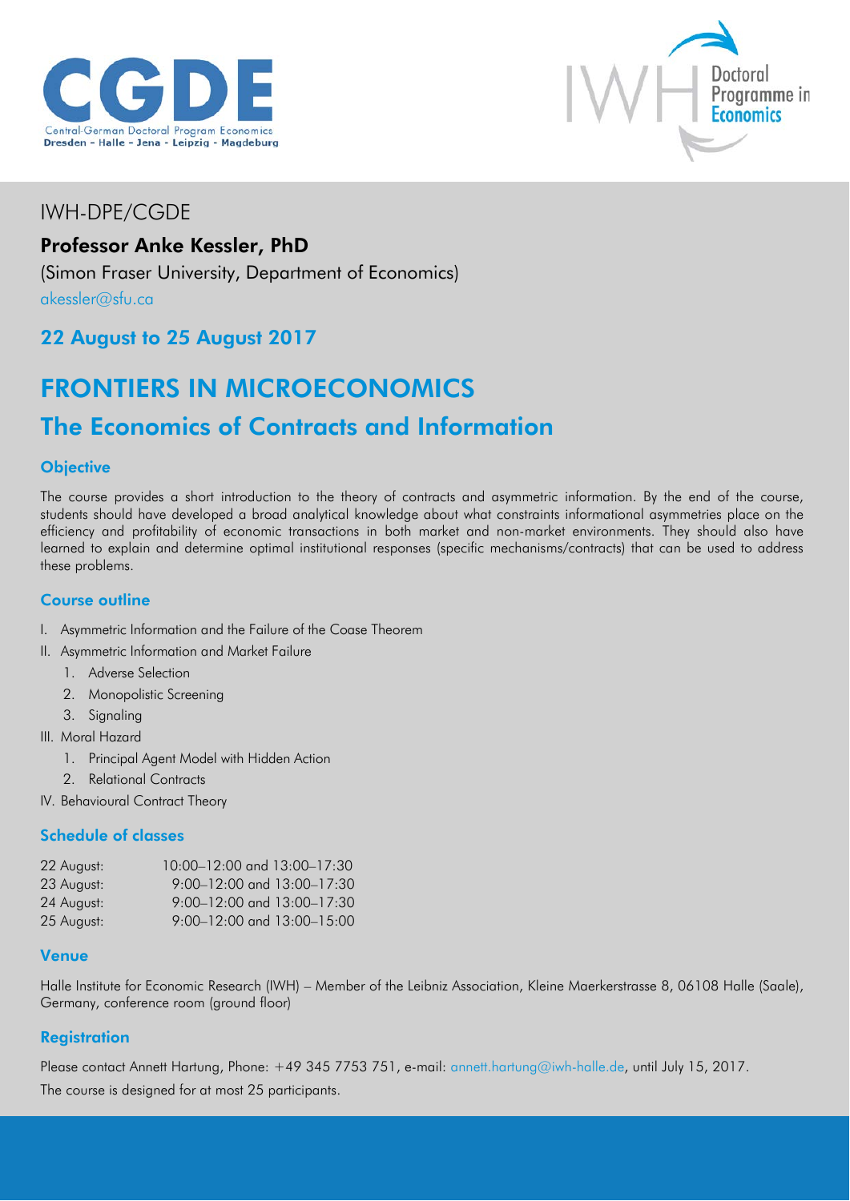IWH-DPE/CGDE

**Professor Anke Kessler, PhD**

(Simon Fraser University, Department of Economics)

akessler@sfu.ca

## 22 August to 25 August 2017

# FRONTIERS IN MICROECONOMICS

## The Economics of Contracts and Information

### Objective

The course provides a short introduction to the theory of contracts and asymmetric information. By the end of the course, students should have developed a broad analytical knowledge about what constraints informational asymmetries place on the efficiency and profitability of economic transactions in both market and non-market environments. They should also have learned to explain and determine optimal institutional responses (specific mechanisms/contracts) that can be used to address these problems.

### Course outline

I. Asymmetric Information and the Failure of the Coase Theorem

II. Asymmetric Information and Market Failure
   1. Adverse Selection
   2. Monopolistic Screening
   3. Signaling

III. Moral Hazard
   1. Principal Agent Model with Hidden Action
   2. Relational Contracts

IV. Behavioural Contract Theory

### Schedule of classes

| | |
|---|---|
| 22 August: | 10:00–12:00 and 13:00–17:30 |
| 23 August: | 9:00–12:00 and 13:00–17:30 |
| 24 August: | 9:00–12:00 and 13:00–17:30 |
| 25 August: | 9:00–12:00 and 13:00–15:00 |

### Venue

Halle Institute for Economic Research (IWH) – Member of the Leibniz Association, Kleine Maerkerstrasse 8, 06108 Halle (Saale), Germany, conference room (ground floor)

### Registration

Please contact Annett Hartung, Phone: +49 345 7753 751, e-mail: annett.hartung@iwh-halle.de, until July 15, 2017.

The course is designed for at most 25 participants.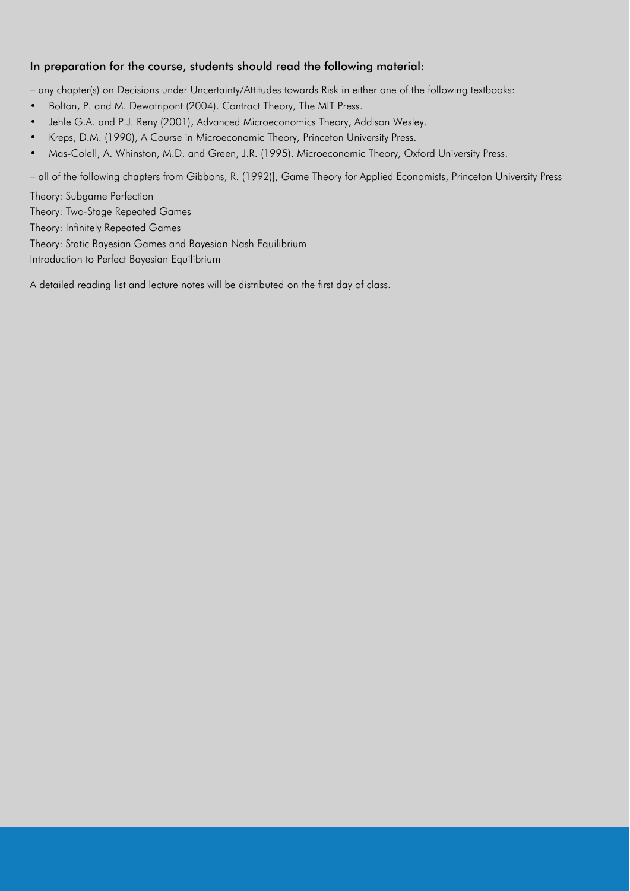### In preparation for the course, students should read the following material:

– any chapter(s) on Decisions under Uncertainty/Attitudes towards Risk in either one of the following textbooks:

- Bolton, P. and M. Dewatripont (2004). Contract Theory, The MIT Press.
- Jehle G.A. and P.J. Reny (2001), Advanced Microeconomics Theory, Addison Wesley.
- Kreps, D.M. (1990), A Course in Microeconomic Theory, Princeton University Press.
- Mas-Colell, A. Whinston, M.D. and Green, J.R. (1995). Microeconomic Theory, Oxford University Press.

– all of the following chapters from Gibbons, R. (1992)], Game Theory for Applied Economists, Princeton University Press

Theory: Subgame Perfection

Theory: Two-Stage Repeated Games

Theory: Infinitely Repeated Games

Theory: Static Bayesian Games and Bayesian Nash Equilibrium

Introduction to Perfect Bayesian Equilibrium

A detailed reading list and lecture notes will be distributed on the first day of class.